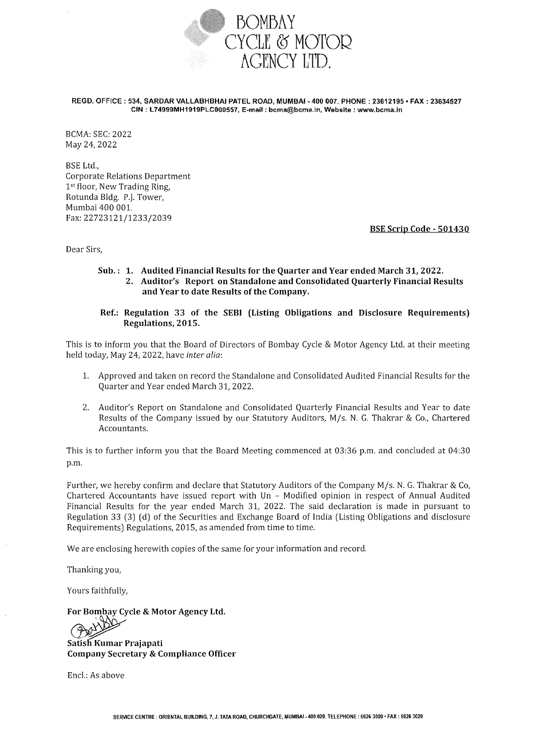# BOMBAY CYCLE & MOTOR AGENCY LTD.

**REGD. OFFICE : 534, SARDAR VALLABHBHAI PATEL ROAD, MUMBAI - 400 007. PHONE : 23612195 • FAX : 23634527**
**CIN : L74999MH1919PLC000557, E-mail : bcma@bcma.in, Website : www.bcma.in**

BCMA: SEC: 2022
May 24, 2022

BSE Ltd.,
Corporate Relations Department
1st floor, New Trading Ring,
Rotunda Bldg. P.J. Tower,
Mumbai 400 001.
Fax: 22723121/1233/2039

**BSE Scrip Code - 501430**

Dear Sirs,

**Sub.: 1. Audited Financial Results for the Quarter and Year ended March 31, 2022.**
**2. Auditor's Report on Standalone and Consolidated Quarterly Financial Results and Year to date Results of the Company.**

**Ref.: Regulation 33 of the SEBI (Listing Obligations and Disclosure Requirements) Regulations, 2015.**

This is to inform you that the Board of Directors of Bombay Cycle & Motor Agency Ltd. at their meeting held today, May 24, 2022, have *inter alia*:

1. Approved and taken on record the Standalone and Consolidated Audited Financial Results for the Quarter and Year ended March 31, 2022.
2. Auditor's Report on Standalone and Consolidated Quarterly Financial Results and Year to date Results of the Company issued by our Statutory Auditors, M/s. N. G. Thakrar & Co., Chartered Accountants.

This is to further inform you that the Board Meeting commenced at 03:36 p.m. and concluded at 04:30 p.m.

Further, we hereby confirm and declare that Statutory Auditors of the Company M/s. N. G. Thakrar & Co, Chartered Accountants have issued report with Un – Modified opinion in respect of Annual Audited Financial Results for the year ended March 31, 2022. The said declaration is made in pursuant to Regulation 33 (3) (d) of the Securities and Exchange Board of India (Listing Obligations and disclosure Requirements) Regulations, 2015, as amended from time to time.

We are enclosing herewith copies of the same for your information and record.

Thanking you,

Yours faithfully,

**For Bombay Cycle & Motor Agency Ltd.**

**Satish Kumar Prajapati**
**Company Secretary & Compliance Officer**

Encl.: As above

SERVICE CENTRE : ORIENTAL BUILDING, 7, J. TATA ROAD, CHURCHGATE, MUMBAI - 400 020. TELEPHONE : 6626 3000 • FAX : 6626 3020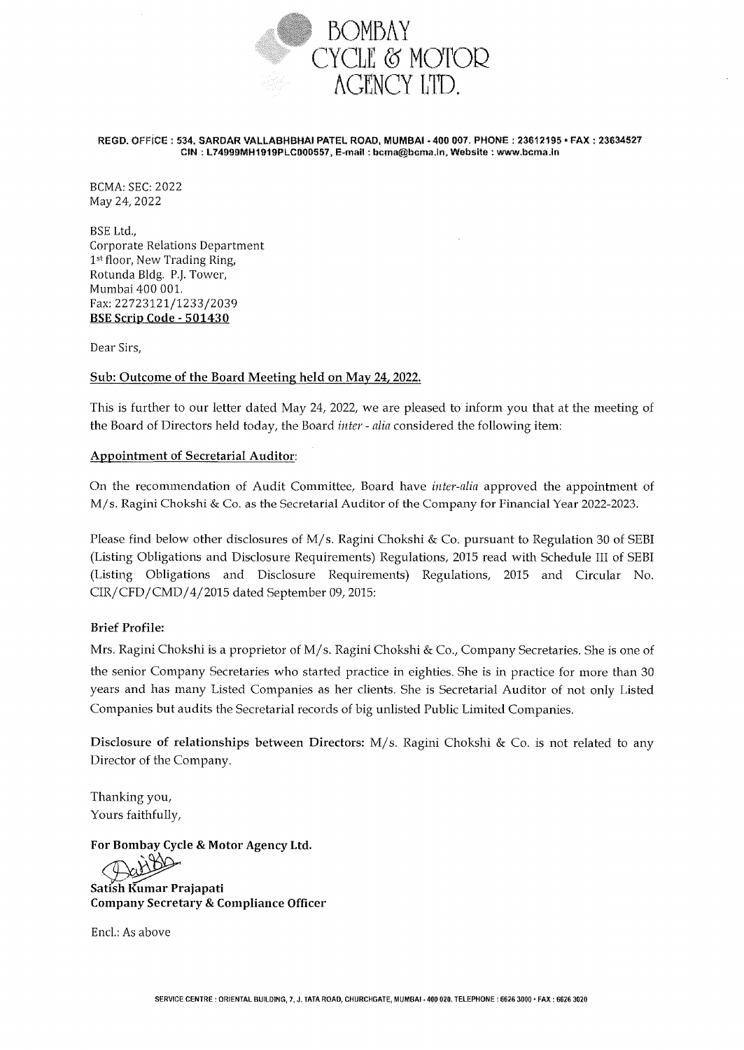# BOMBAY CYCLE & MOTOR AGENCY LTD.

**REGD. OFFICE : 534, SARDAR VALLABHBHAI PATEL ROAD, MUMBAI - 400 007. PHONE : 23612195 • FAX : 23634527**
**CIN : L74999MH1919PLC000557, E-mail : bcma@bcma.in, Website : www.bcma.in**

BCMA: SEC: 2022
May 24, 2022

BSE Ltd.,
Corporate Relations Department
1st floor, New Trading Ring,
Rotunda Bldg. P.J. Tower,
Mumbai 400 001.
Fax: 22723121/1233/2039
**BSE Scrip Code - 501430**

Dear Sirs,

**Sub: Outcome of the Board Meeting held on May 24, 2022.**

This is further to our letter dated May 24, 2022, we are pleased to inform you that at the meeting of the Board of Directors held today, the Board *inter - alia* considered the following item:

**Appointment of Secretarial Auditor:**

On the recommendation of Audit Committee, Board have *inter-alia* approved the appointment of M/s. Ragini Chokshi & Co. as the Secretarial Auditor of the Company for Financial Year 2022-2023.

Please find below other disclosures of M/s. Ragini Chokshi & Co. pursuant to Regulation 30 of SEBI (Listing Obligations and Disclosure Requirements) Regulations, 2015 read with Schedule III of SEBI (Listing Obligations and Disclosure Requirements) Regulations, 2015 and Circular No. CIR/CFD/CMD/4/2015 dated September 09, 2015:

**Brief Profile:**

Mrs. Ragini Chokshi is a proprietor of M/s. Ragini Chokshi & Co., Company Secretaries. She is one of the senior Company Secretaries who started practice in eighties. She is in practice for more than 30 years and has many Listed Companies as her clients. She is Secretarial Auditor of not only Listed Companies but audits the Secretarial records of big unlisted Public Limited Companies.

**Disclosure of relationships between Directors:** M/s. Ragini Chokshi & Co. is not related to any Director of the Company.

Thanking you,
Yours faithfully,

**For Bombay Cycle & Motor Agency Ltd.**

**Satish Kumar Prajapati**
**Company Secretary & Compliance Officer**

Encl.: As above

SERVICE CENTRE : ORIENTAL BUILDING, 7, J. TATA ROAD, CHURCHGATE, MUMBAI - 400 020. TELEPHONE : 6626 3000 • FAX : 6626 3020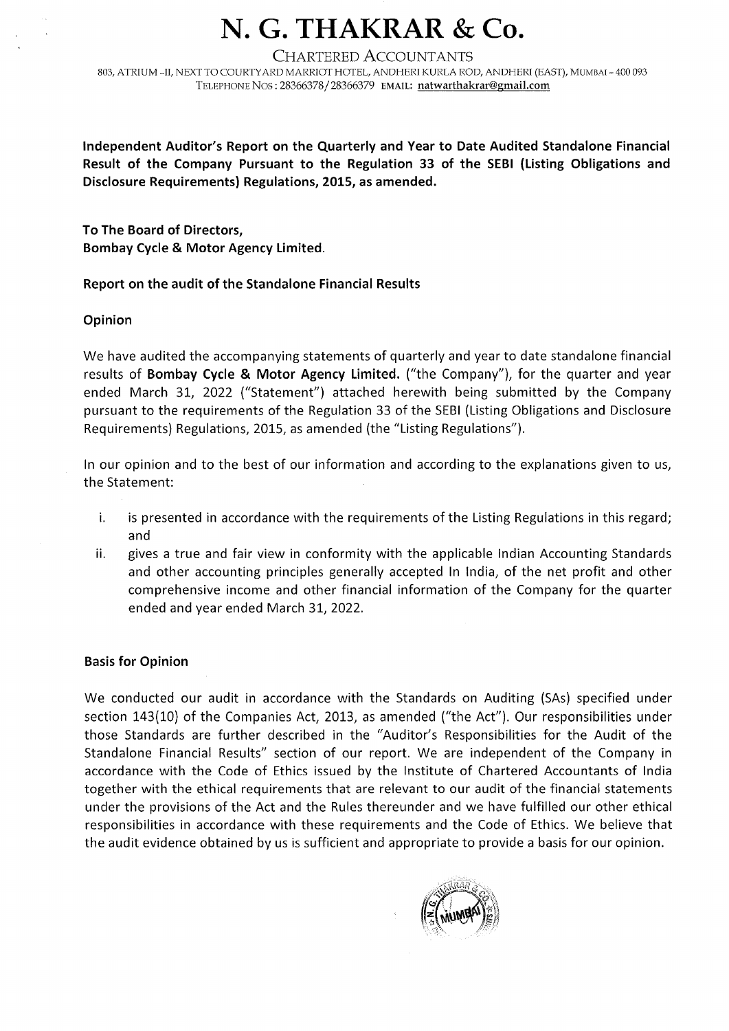# N. G. THAKRAR & Co.

CHARTERED ACCOUNTANTS

803, ATRIUM -II, NEXT TO COURTYARD MARRIOT HOTEL, ANDHERI KURLA ROD, ANDHERI (EAST), MUMBAI – 400 093
TELEPHONE NOS : 28366378/28366379 EMAIL: natwarthakrar@gmail.com

**Independent Auditor's Report on the Quarterly and Year to Date Audited Standalone Financial Result of the Company Pursuant to the Regulation 33 of the SEBI (Listing Obligations and Disclosure Requirements) Regulations, 2015, as amended.**

**To The Board of Directors,**
**Bombay Cycle & Motor Agency Limited.**

**Report on the audit of the Standalone Financial Results**

**Opinion**

We have audited the accompanying statements of quarterly and year to date standalone financial results of **Bombay Cycle & Motor Agency Limited.** ("the Company"), for the quarter and year ended March 31, 2022 ("Statement") attached herewith being submitted by the Company pursuant to the requirements of the Regulation 33 of the SEBI (Listing Obligations and Disclosure Requirements) Regulations, 2015, as amended (the "Listing Regulations").

In our opinion and to the best of our information and according to the explanations given to us, the Statement:

i. is presented in accordance with the requirements of the Listing Regulations in this regard; and
ii. gives a true and fair view in conformity with the applicable Indian Accounting Standards and other accounting principles generally accepted In India, of the net profit and other comprehensive income and other financial information of the Company for the quarter ended and year ended March 31, 2022.

**Basis for Opinion**

We conducted our audit in accordance with the Standards on Auditing (SAs) specified under section 143(10) of the Companies Act, 2013, as amended ("the Act"). Our responsibilities under those Standards are further described in the "Auditor's Responsibilities for the Audit of the Standalone Financial Results" section of our report. We are independent of the Company in accordance with the Code of Ethics issued by the Institute of Chartered Accountants of India together with the ethical requirements that are relevant to our audit of the financial statements under the provisions of the Act and the Rules thereunder and we have fulfilled our other ethical responsibilities in accordance with these requirements and the Code of Ethics. We believe that the audit evidence obtained by us is sufficient and appropriate to provide a basis for our opinion.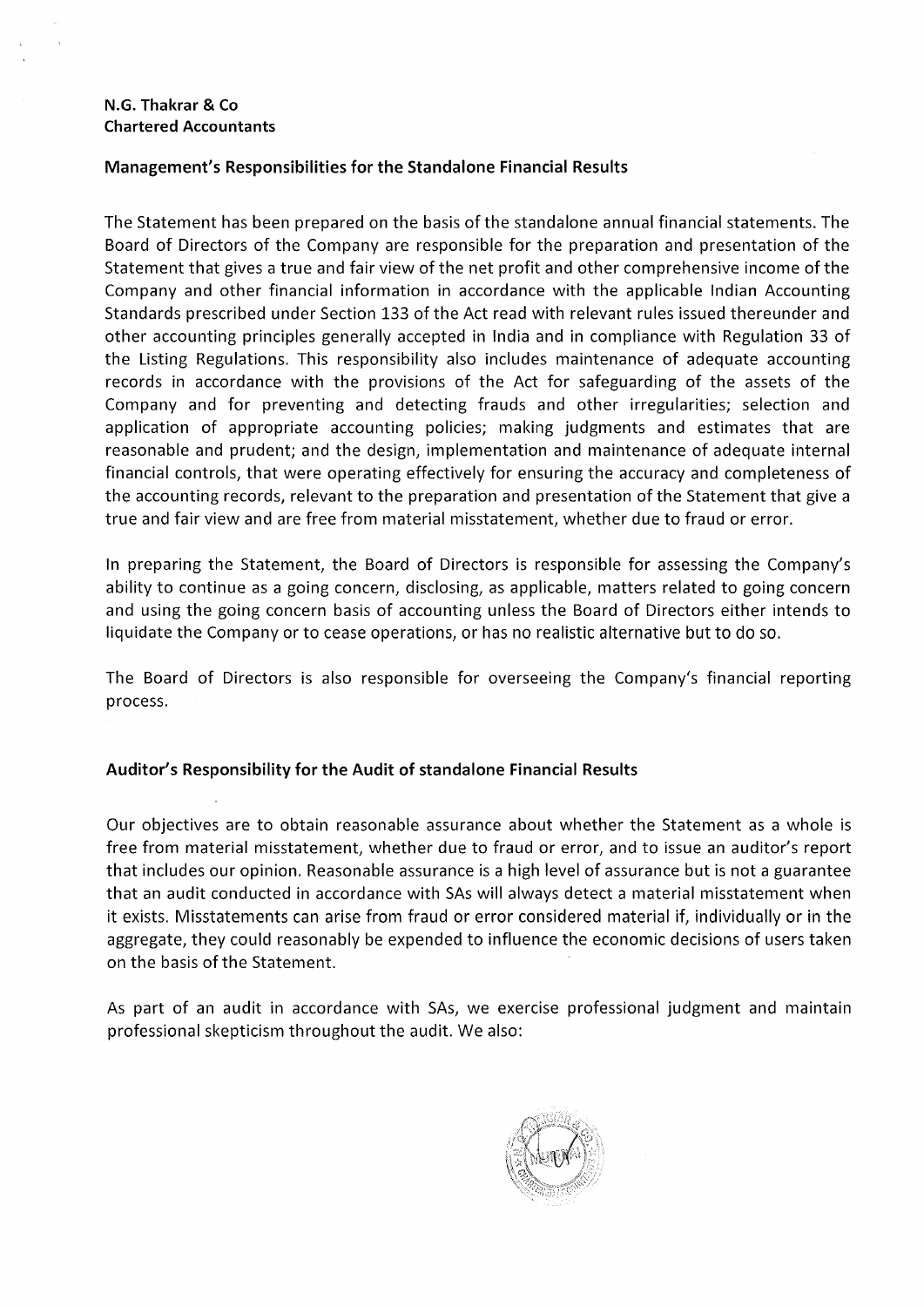**N.G. Thakrar & Co**
**Chartered Accountants**

**Management's Responsibilities for the Standalone Financial Results**

The Statement has been prepared on the basis of the standalone annual financial statements. The Board of Directors of the Company are responsible for the preparation and presentation of the Statement that gives a true and fair view of the net profit and other comprehensive income of the Company and other financial information in accordance with the applicable Indian Accounting Standards prescribed under Section 133 of the Act read with relevant rules issued thereunder and other accounting principles generally accepted in India and in compliance with Regulation 33 of the Listing Regulations. This responsibility also includes maintenance of adequate accounting records in accordance with the provisions of the Act for safeguarding of the assets of the Company and for preventing and detecting frauds and other irregularities; selection and application of appropriate accounting policies; making judgments and estimates that are reasonable and prudent; and the design, implementation and maintenance of adequate internal financial controls, that were operating effectively for ensuring the accuracy and completeness of the accounting records, relevant to the preparation and presentation of the Statement that give a true and fair view and are free from material misstatement, whether due to fraud or error.

In preparing the Statement, the Board of Directors is responsible for assessing the Company's ability to continue as a going concern, disclosing, as applicable, matters related to going concern and using the going concern basis of accounting unless the Board of Directors either intends to liquidate the Company or to cease operations, or has no realistic alternative but to do so.

The Board of Directors is also responsible for overseeing the Company's financial reporting process.

**Auditor's Responsibility for the Audit of standalone Financial Results**

Our objectives are to obtain reasonable assurance about whether the Statement as a whole is free from material misstatement, whether due to fraud or error, and to issue an auditor's report that includes our opinion. Reasonable assurance is a high level of assurance but is not a guarantee that an audit conducted in accordance with SAs will always detect a material misstatement when it exists. Misstatements can arise from fraud or error considered material if, individually or in the aggregate, they could reasonably be expended to influence the economic decisions of users taken on the basis of the Statement.

As part of an audit in accordance with SAs, we exercise professional judgment and maintain professional skepticism throughout the audit. We also: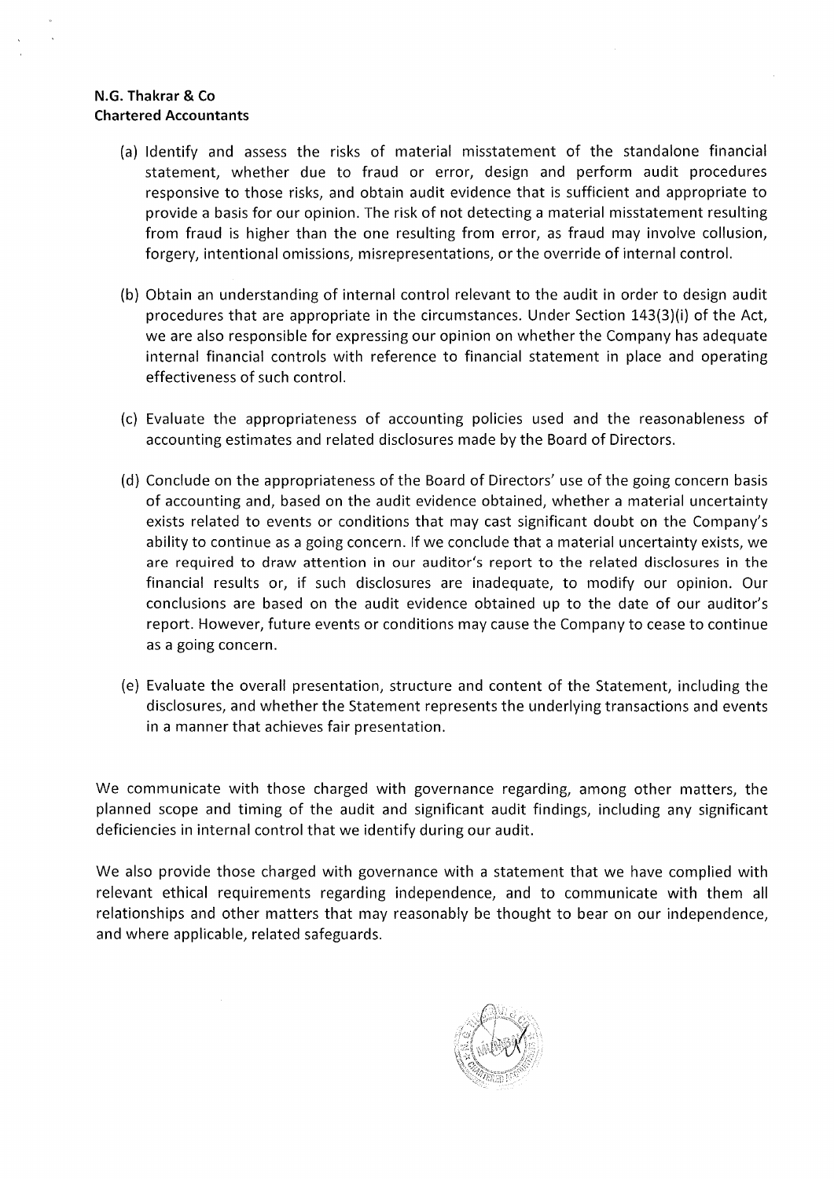**N.G. Thakrar & Co**
**Chartered Accountants**

(a) Identify and assess the risks of material misstatement of the standalone financial statement, whether due to fraud or error, design and perform audit procedures responsive to those risks, and obtain audit evidence that is sufficient and appropriate to provide a basis for our opinion. The risk of not detecting a material misstatement resulting from fraud is higher than the one resulting from error, as fraud may involve collusion, forgery, intentional omissions, misrepresentations, or the override of internal control.

(b) Obtain an understanding of internal control relevant to the audit in order to design audit procedures that are appropriate in the circumstances. Under Section 143(3)(i) of the Act, we are also responsible for expressing our opinion on whether the Company has adequate internal financial controls with reference to financial statement in place and operating effectiveness of such control.

(c) Evaluate the appropriateness of accounting policies used and the reasonableness of accounting estimates and related disclosures made by the Board of Directors.

(d) Conclude on the appropriateness of the Board of Directors' use of the going concern basis of accounting and, based on the audit evidence obtained, whether a material uncertainty exists related to events or conditions that may cast significant doubt on the Company's ability to continue as a going concern. If we conclude that a material uncertainty exists, we are required to draw attention in our auditor's report to the related disclosures in the financial results or, if such disclosures are inadequate, to modify our opinion. Our conclusions are based on the audit evidence obtained up to the date of our auditor's report. However, future events or conditions may cause the Company to cease to continue as a going concern.

(e) Evaluate the overall presentation, structure and content of the Statement, including the disclosures, and whether the Statement represents the underlying transactions and events in a manner that achieves fair presentation.

We communicate with those charged with governance regarding, among other matters, the planned scope and timing of the audit and significant audit findings, including any significant deficiencies in internal control that we identify during our audit.

We also provide those charged with governance with a statement that we have complied with relevant ethical requirements regarding independence, and to communicate with them all relationships and other matters that may reasonably be thought to bear on our independence, and where applicable, related safeguards.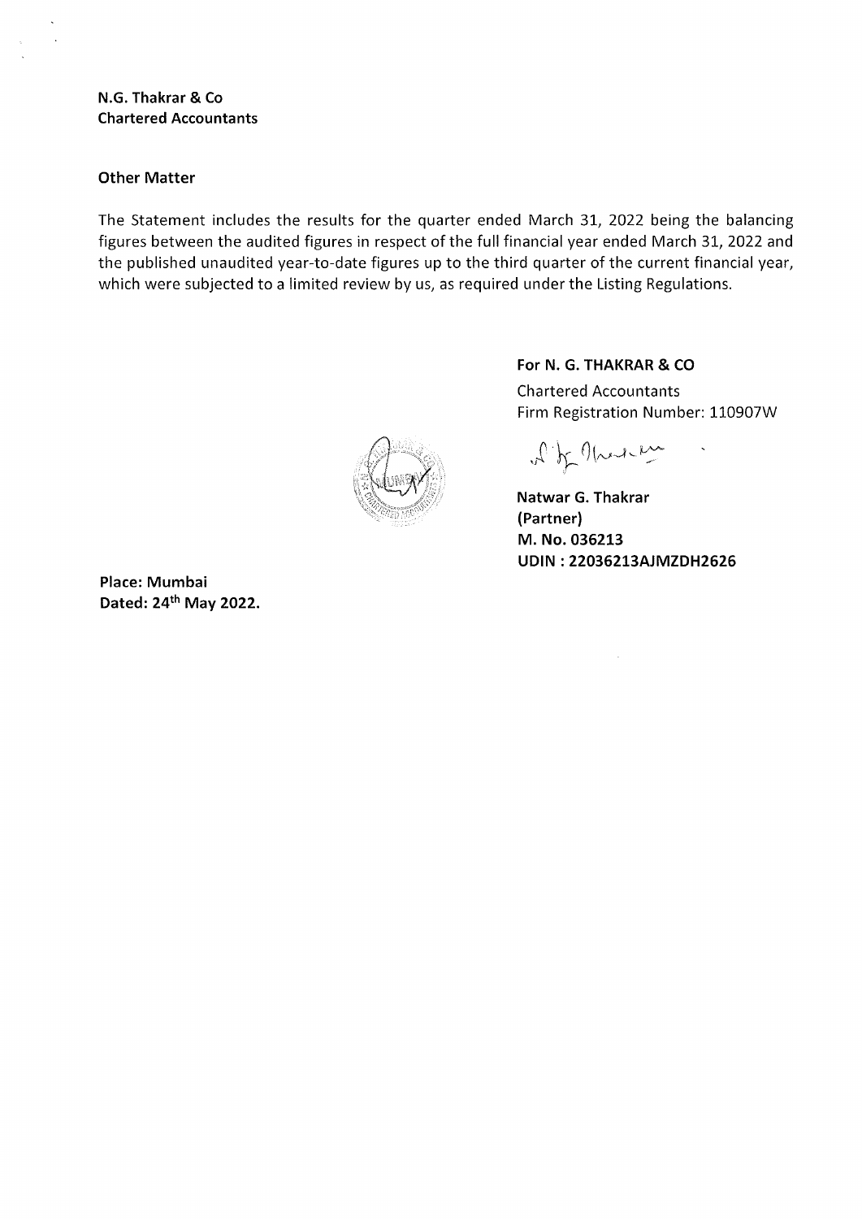**N.G. Thakrar & Co**
**Chartered Accountants**

### Other Matter

The Statement includes the results for the quarter ended March 31, 2022 being the balancing figures between the audited figures in respect of the full financial year ended March 31, 2022 and the published unaudited year-to-date figures up to the third quarter of the current financial year, which were subjected to a limited review by us, as required under the Listing Regulations.

**For N. G. THAKRAR & CO**
Chartered Accountants
Firm Registration Number: 110907W

**Natwar G. Thakrar**
**(Partner)**
**M. No. 036213**
**UDIN : 22036213AJMZDH2626**

**Place: Mumbai**
**Dated: 24th May 2022.**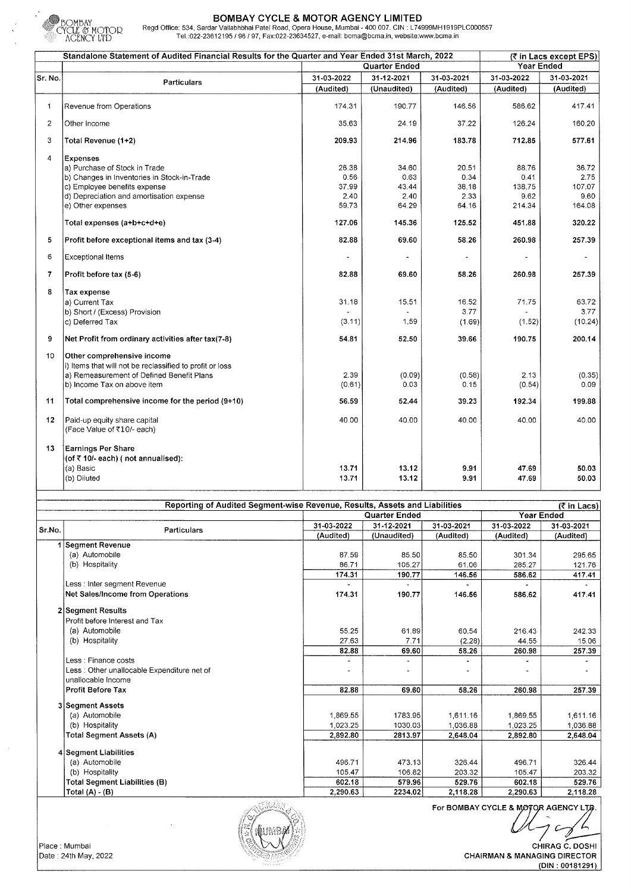# BOMBAY CYCLE & MOTOR AGENCY LIMITED

Regd Office: 534, Sardar Vallabhbhai Patel Road, Opera House, Mumbai - 400 007. CIN : L74999MH1919PLC000557
Tel.:022-23612195 / 96 / 97, Fax:022-23634527, e-mail: bcma@bcma.in, website:www.bcma.in

## Standalone Statement of Audited Financial Results for the Quarter and Year Ended 31st March, 2022

(₹ in Lacs except EPS)

| Sr. No. | Particulars | Quarter Ended | | | Year Ended | |
|---|---|---|---|---|---|---|
| | | 31-03-2022 | 31-12-2021 | 31-03-2021 | 31-03-2022 | 31-03-2021 |
| | | (Audited) | (Unaudited) | (Audited) | (Audited) | (Audited) |
| 1 | Revenue from Operations | 174.31 | 190.77 | 146.56 | 586.62 | 417.41 |
| 2 | Other Income | 35.63 | 24.19 | 37.22 | 126.24 | 160.20 |
| 3 | **Total Revenue (1+2)** | **209.93** | **214.96** | **183.78** | **712.85** | **577.61** |
| 4 | **Expenses** | | | | | |
| | a) Purchase of Stock in Trade | 26.38 | 34.60 | 20.51 | 88.76 | 36.72 |
| | b) Changes in Inventories in Stock-in-Trade | 0.56 | 0.63 | 0.34 | 0.41 | 2.75 |
| | c) Employee benefits expense | 37.99 | 43.44 | 38.18 | 138.75 | 107.07 |
| | d) Depreciation and amortisation expense | 2.40 | 2.40 | 2.33 | 9.62 | 9.60 |
| | e) Other expenses | 59.73 | 64.29 | 64.16 | 214.34 | 164.08 |
| | **Total expenses (a+b+c+d+e)** | **127.06** | **145.36** | **125.52** | **451.88** | **320.22** |
| 5 | **Profit before exceptional items and tax (3-4)** | **82.88** | **69.60** | **58.26** | **260.98** | **257.39** |
| 6 | Exceptional Items | - | - | - | - | - |
| 7 | **Profit before tax (5-6)** | **82.88** | **69.60** | **58.26** | **260.98** | **257.39** |
| 8 | **Tax expense** | | | | | |
| | a) Current Tax | 31.18 | 15.51 | 16.52 | 71.75 | 63.72 |
| | b) Short / (Excess) Provision | - | - | 3.77 | - | 3.77 |
| | c) Deferred Tax | (3.11) | 1.59 | (1.69) | (1.52) | (10.24) |
| 9 | **Net Profit from ordinary activities after tax(7-8)** | **54.81** | **52.50** | **39.66** | **190.75** | **200.14** |
| 10 | **Other comprehensive income** | | | | | |
| | i) Items that will not be reclassified to profit or loss | | | | | |
| | a) Remeasurement of Defined Benefit Plans | 2.39 | (0.09) | (0.58) | 2.13 | (0.35) |
| | b) Income Tax on above item | (0.61) | 0.03 | 0.15 | (0.54) | 0.09 |
| 11 | **Total comprehensive income for the period (9+10)** | **56.59** | **52.44** | **39.23** | **192.34** | **199.88** |
| 12 | Paid-up equity share capital (Face Value of ₹10/- each) | 40.00 | 40.00 | 40.00 | 40.00 | 40.00 |
| 13 | **Earnings Per Share (of ₹ 10/- each) ( not annualised):** | | | | | |
| | (a) Basic | **13.71** | **13.12** | **9.91** | **47.69** | **50.03** |
| | (b) Diluted | **13.71** | **13.12** | **9.91** | **47.69** | **50.03** |

## Reporting of Audited Segment-wise Revenue, Results, Assets and Liabilities

(₹ in Lacs)

| Sr.No. | Particulars | Quarter Ended | | | Year Ended | |
|---|---|---|---|---|---|---|
| | | 31-03-2022 | 31-12-2021 | 31-03-2021 | 31-03-2022 | 31-03-2021 |
| | | (Audited) | (Unaudited) | (Audited) | (Audited) | (Audited) |
| 1 | **Segment Revenue** | | | | | |
| | (a) Automobile | 87.59 | 85.50 | 85.50 | 301.34 | 295.65 |
| | (b) Hospitality | 86.71 | 105.27 | 61.06 | 285.27 | 121.76 |
| | | **174.31** | **190.77** | **146.56** | **586.62** | **417.41** |
| | Less : Inter segment Revenue | - | - | - | - | - |
| | **Net Sales/Income from Operations** | **174.31** | **190.77** | **146.56** | **586.62** | **417.41** |
| 2 | **Segment Results** | | | | | |
| | Profit before Interest and Tax | | | | | |
| | (a) Automobile | 55.25 | 61.89 | 60.54 | 216.43 | 242.33 |
| | (b) Hospitality | 27.63 | 7.71 | (2.28) | 44.55 | 15.06 |
| | | **82.88** | **69.60** | **58.26** | **260.98** | **257.39** |
| | Less : Finance costs | - | - | - | - | - |
| | Less : Other unallocable Expenditure net of unallocable Income | - | - | - | - | - |
| | **Profit Before Tax** | **82.88** | **69.60** | **58.26** | **260.98** | **257.39** |
| 3 | **Segment Assets** | | | | | |
| | (a) Automobile | 1,869.55 | 1783.95 | 1,611.16 | 1,869.55 | 1,611.16 |
| | (b) Hospitality | 1,023.25 | 1030.03 | 1,036.88 | 1,023.25 | 1,036.88 |
| | **Total Segment Assets (A)** | **2,892.80** | **2813.97** | **2,648.04** | **2,892.80** | **2,648.04** |
| 4 | **Segment Liabilities** | | | | | |
| | (a) Automobile | 496.71 | 473.13 | 326.44 | 496.71 | 326.44 |
| | (b) Hospitality | 105.47 | 106.82 | 203.32 | 105.47 | 203.32 |
| | **Total Segment Liabilities (B)** | **602.18** | **579.96** | **529.76** | **602.18** | **529.76** |
| | **Total (A) - (B)** | **2,290.63** | **2234.02** | **2,118.28** | **2,290.63** | **2,118.28** |

For BOMBAY CYCLE & MOTOR AGENCY LTD.

CHIRAG C. DOSHI
CHAIRMAN & MANAGING DIRECTOR
(DIN : 00181291)

Place : Mumbai
Date : 24th May, 2022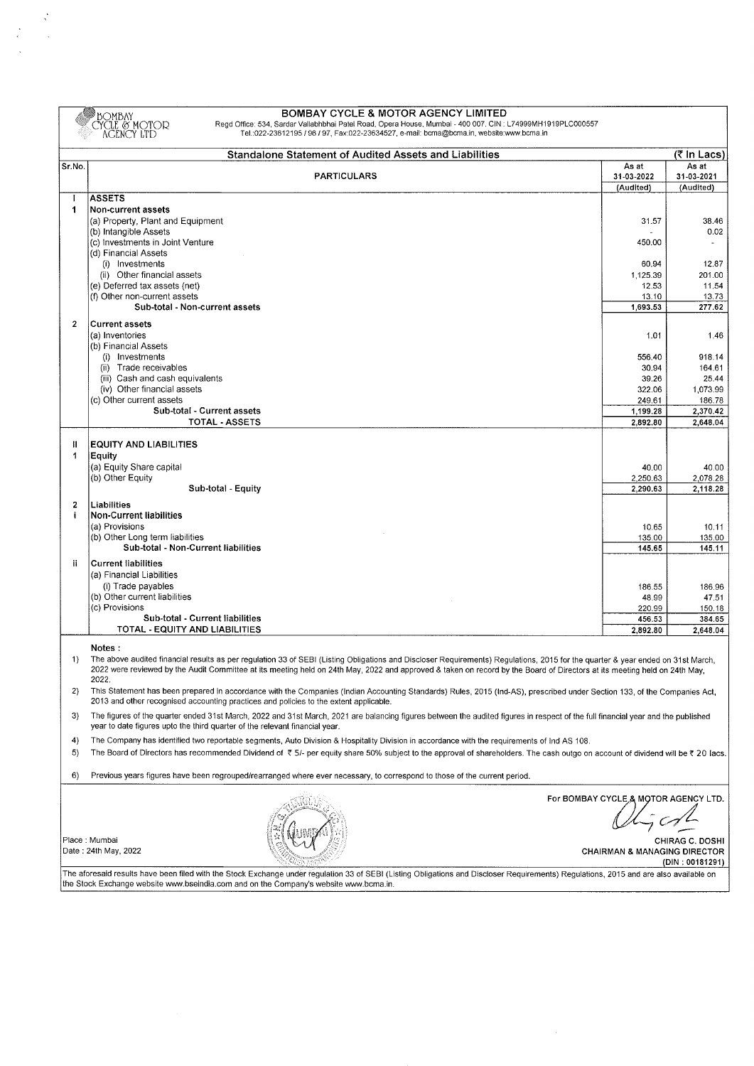# BOMBAY CYCLE & MOTOR AGENCY LIMITED

Regd Office: 534, Sardar Vallabhbhai Patel Road, Opera House, Mumbai - 400 007. CIN : L74999MH1919PLC000557
Tel.:022-23612195 / 96 / 97, Fax:022-23634527, e-mail: bcma@bcma.in, website:www.bcma.in

## Standalone Statement of Audited Assets and Liabilities

(₹ In Lacs)

| Sr.No. | PARTICULARS | As at 31-03-2022 (Audited) | As at 31-03-2021 (Audited) |
|---|---|---|---|
| I | **ASSETS** | | |
| 1 | **Non-current assets** | | |
| | (a) Property, Plant and Equipment | 31.57 | 38.46 |
| | (b) Intangible Assets | - | 0.02 |
| | (c) Investments in Joint Venture | 450.00 | - |
| | (d) Financial Assets | | |
| | (i) Investments | 60.94 | 12.87 |
| | (ii) Other financial assets | 1,125.39 | 201.00 |
| | (e) Deferred tax assets (net) | 12.53 | 11.54 |
| | (f) Other non-current assets | 13.10 | 13.73 |
| | **Sub-total - Non-current assets** | 1,693.53 | 277.62 |
| 2 | **Current assets** | | |
| | (a) Inventories | 1.01 | 1.46 |
| | (b) Financial Assets | | |
| | (i) Investments | 556.40 | 918.14 |
| | (ii) Trade receivables | 30.94 | 164.61 |
| | (iii) Cash and cash equivalents | 39.26 | 25.44 |
| | (iv) Other financial assets | 322.06 | 1,073.99 |
| | (c) Other current assets | 249.61 | 186.78 |
| | **Sub-total - Current assets** | 1,199.28 | 2,370.42 |
| | **TOTAL - ASSETS** | 2,892.80 | 2,648.04 |
| II | **EQUITY AND LIABILITIES** | | |
| 1 | **Equity** | | |
| | (a) Equity Share capital | 40.00 | 40.00 |
| | (b) Other Equity | 2,250.63 | 2,078.28 |
| | **Sub-total - Equity** | 2,290.63 | 2,118.28 |
| 2 | **Liabilities** | | |
| i | **Non-Current liabilities** | | |
| | (a) Provisions | 10.65 | 10.11 |
| | (b) Other Long term liabilities | 135.00 | 135.00 |
| | **Sub-total - Non-Current liabilities** | 145.65 | 145.11 |
| ii | **Current liabilities** | | |
| | (a) Financial Liabilities | | |
| | (i) Trade payables | 186.55 | 186.96 |
| | (b) Other current liabilities | 48.99 | 47.51 |
| | (c) Provisions | 220.99 | 150.18 |
| | **Sub-total - Current liabilities** | 456.53 | 384.65 |
| | **TOTAL - EQUITY AND LIABILITIES** | 2,892.80 | 2,648.04 |

**Notes :**

1) The above audited financial results as per regulation 33 of SEBI (Listing Obligations and Discloser Requirements) Regulations, 2015 for the quarter & year ended on 31st March, 2022 were reviewed by the Audit Committee at its meeting held on 24th May, 2022 and approved & taken on record by the Board of Directors at its meeting held on 24th May, 2022.

2) This Statement has been prepared in accordance with the Companies (Indian Accounting Standards) Rules, 2015 (Ind-AS), prescribed under Section 133, of the Companies Act, 2013 and other recognised accounting practices and policies to the extent applicable.

3) The figures of the quarter ended 31st March, 2022 and 31st March, 2021 are balancing figures between the audited figures in respect of the full financial year and the published year to date figures upto the third quarter of the relevant financial year.

4) The Company has identified two reportable segments, Auto Division & Hospitality Division in accordance with the requirements of Ind AS 108.

5) The Board of Directors has recommended Dividend of ₹ 5/- per equity share 50% subject to the approval of shareholders. The cash outgo on account of dividend will be ₹ 20 lacs.

6) Previous years figures have been regrouped/rearranged where ever necessary, to correspond to those of the current period.

For BOMBAY CYCLE & MOTOR AGENCY LTD.

Place : Mumbai
Date : 24th May, 2022

CHIRAG C. DOSHI
CHAIRMAN & MANAGING DIRECTOR
(DIN : 00181291)

The aforesaid results have been filed with the Stock Exchange under regulation 33 of SEBI (Listing Obligations and Discloser Requirements) Regulations, 2015 and are also available on the Stock Exchange website www.bseindia.com and on the Company's website www.bcma.in.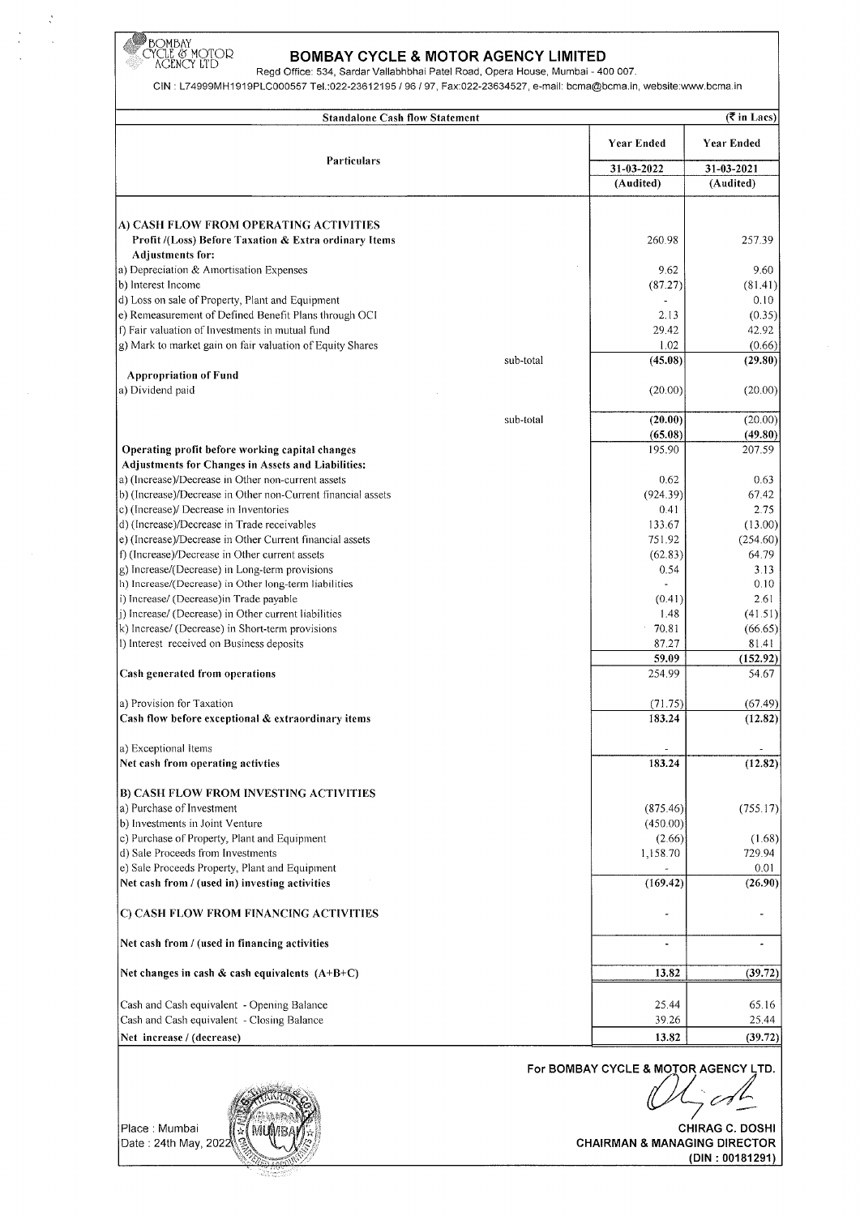# BOMBAY CYCLE & MOTOR AGENCY LIMITED

Regd Office: 534, Sardar Vallabhbhai Patel Road, Opera House, Mumbai - 400 007.

CIN : L74999MH1919PLC000557 Tel.:022-23612195 / 96 / 97, Fax:022-23634527, e-mail: bcma@bcma.in, website:www.bcma.in

| Standalone Cash flow Statement | | | (₹ in Lacs) |
|---|---|---|---|
| Particulars | | Year Ended | Year Ended |
| | | 31-03-2022 | 31-03-2021 |
| | | (Audited) | (Audited) |
| **A) CASH FLOW FROM OPERATING ACTIVITIES** | | | |
| **Profit /(Loss) Before Taxation & Extra ordinary Items** | | 260.98 | 257.39 |
| **Adjustments for:** | | | |
| a) Depreciation & Amortisation Expenses | | 9.62 | 9.60 |
| b) Interest Income | | (87.27) | (81.41) |
| d) Loss on sale of Property, Plant and Equipment | | - | 0.10 |
| e) Remeasurement of Defined Benefit Plans through OCI | | 2.13 | (0.35) |
| f) Fair valuation of Investments in mutual fund | | 29.42 | 42.92 |
| g) Mark to market gain on fair valuation of Equity Shares | | 1.02 | (0.66) |
| | sub-total | **(45.08)** | **(29.80)** |
| **Appropriation of Fund** | | | |
| a) Dividend paid | | (20.00) | (20.00) |
| | sub-total | **(20.00)** | (20.00) |
| | | **(65.08)** | **(49.80)** |
| **Operating profit before working capital changes** | | 195.90 | 207.59 |
| **Adjustments for Changes in Assets and Liabilities:** | | | |
| a) (Increase)/Decrease in Other non-current assets | | 0.62 | 0.63 |
| b) (Increase)/Decrease in Other non-Current financial assets | | (924.39) | 67.42 |
| c) (Increase)/ Decrease in Inventories | | 0.41 | 2.75 |
| d) (Increase)/Decrease in Trade receivables | | 133.67 | (13.00) |
| e) (Increase)/Decrease in Other Current financial assets | | 751.92 | (254.60) |
| f) (Increase)/Decrease in Other current assets | | (62.83) | 64.79 |
| g) Increase/(Decrease) in Long-term provisions | | 0.54 | 3.13 |
| h) Increase/(Decrease) in Other long-term liabilities | | - | 0.10 |
| i) Increase/ (Decrease)in Trade payable | | (0.41) | 2.61 |
| j) Increase/ (Decrease) in Other current liabilities | | 1.48 | (41.51) |
| k) Increase/ (Decrease) in Short-term provisions | | 70.81 | (66.65) |
| l) Interest received on Business deposits | | 87.27 | 81.41 |
| | | **59.09** | **(152.92)** |
| **Cash generated from operations** | | 254.99 | 54.67 |
| a) Provision for Taxation | | (71.75) | (67.49) |
| **Cash flow before exceptional & extraordinary items** | | **183.24** | **(12.82)** |
| a) Exceptional Items | | - | - |
| **Net cash from operating activties** | | **183.24** | **(12.82)** |
| **B) CASH FLOW FROM INVESTING ACTIVITIES** | | | |
| a) Purchase of Investment | | (875.46) | (755.17) |
| b) Investments in Joint Venture | | (450.00) | |
| c) Purchase of Property, Plant and Equipment | | (2.66) | (1.68) |
| d) Sale Proceeds from Investments | | 1,158.70 | 729.94 |
| e) Sale Proceeds Property, Plant and Equipment | | - | 0.01 |
| **Net cash from / (used in) investing activities** | | **(169.42)** | **(26.90)** |
| **C) CASH FLOW FROM FINANCING ACTIVITIES** | | - | - |
| **Net cash from / (used in financing activities** | | - | - |
| **Net changes in cash & cash equivalents (A+B+C)** | | **13.82** | **(39.72)** |
| Cash and Cash equivalent - Opening Balance | | 25.44 | 65.16 |
| Cash and Cash equivalent - Closing Balance | | 39.26 | 25.44 |
| **Net increase / (decrease)** | | **13.82** | **(39.72)** |

For BOMBAY CYCLE & MOTOR AGENCY LTD.

Place : Mumbai
Date : 24th May, 2022

**CHIRAG C. DOSHI**
**CHAIRMAN & MANAGING DIRECTOR**
**(DIN : 00181291)**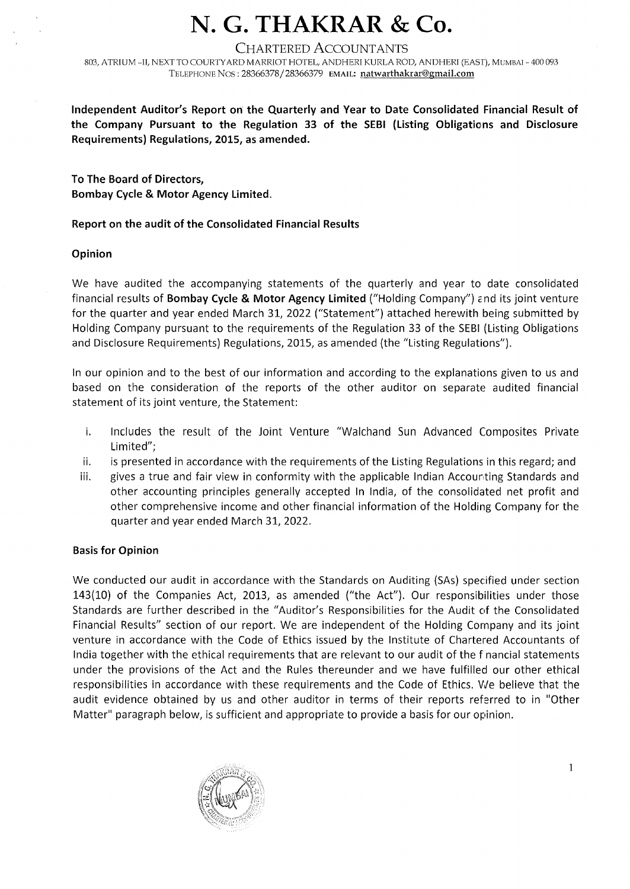# N. G. THAKRAR & Co.

CHARTERED ACCOUNTANTS

803, ATRIUM -II, NEXT TO COURTYARD MARRIOT HOTEL, ANDHERI KURLA ROD, ANDHERI (EAST), MUMBAI - 400 093
TELEPHONE NOS : 28366378/28366379 EMAIL: natwarthakrar@gmail.com

**Independent Auditor's Report on the Quarterly and Year to Date Consolidated Financial Result of the Company Pursuant to the Regulation 33 of the SEBI (Listing Obligations and Disclosure Requirements) Regulations, 2015, as amended.**

**To The Board of Directors,**
**Bombay Cycle & Motor Agency Limited.**

**Report on the audit of the Consolidated Financial Results**

**Opinion**

We have audited the accompanying statements of the quarterly and year to date consolidated financial results of **Bombay Cycle & Motor Agency Limited** ("Holding Company") and its joint venture for the quarter and year ended March 31, 2022 ("Statement") attached herewith being submitted by Holding Company pursuant to the requirements of the Regulation 33 of the SEBI (Listing Obligations and Disclosure Requirements) Regulations, 2015, as amended (the "Listing Regulations").

In our opinion and to the best of our information and according to the explanations given to us and based on the consideration of the reports of the other auditor on separate audited financial statement of its joint venture, the Statement:

i. Includes the result of the Joint Venture "Walchand Sun Advanced Composites Private Limited";
ii. is presented in accordance with the requirements of the Listing Regulations in this regard; and
iii. gives a true and fair view in conformity with the applicable Indian Accounting Standards and other accounting principles generally accepted In India, of the consolidated net profit and other comprehensive income and other financial information of the Holding Company for the quarter and year ended March 31, 2022.

**Basis for Opinion**

We conducted our audit in accordance with the Standards on Auditing (SAs) specified under section 143(10) of the Companies Act, 2013, as amended ("the Act"). Our responsibilities under those Standards are further described in the "Auditor's Responsibilities for the Audit of the Consolidated Financial Results" section of our report. We are independent of the Holding Company and its joint venture in accordance with the Code of Ethics issued by the Institute of Chartered Accountants of India together with the ethical requirements that are relevant to our audit of the financial statements under the provisions of the Act and the Rules thereunder and we have fulfilled our other ethical responsibilities in accordance with these requirements and the Code of Ethics. We believe that the audit evidence obtained by us and other auditor in terms of their reports referred to in "Other Matter" paragraph below, is sufficient and appropriate to provide a basis for our opinion.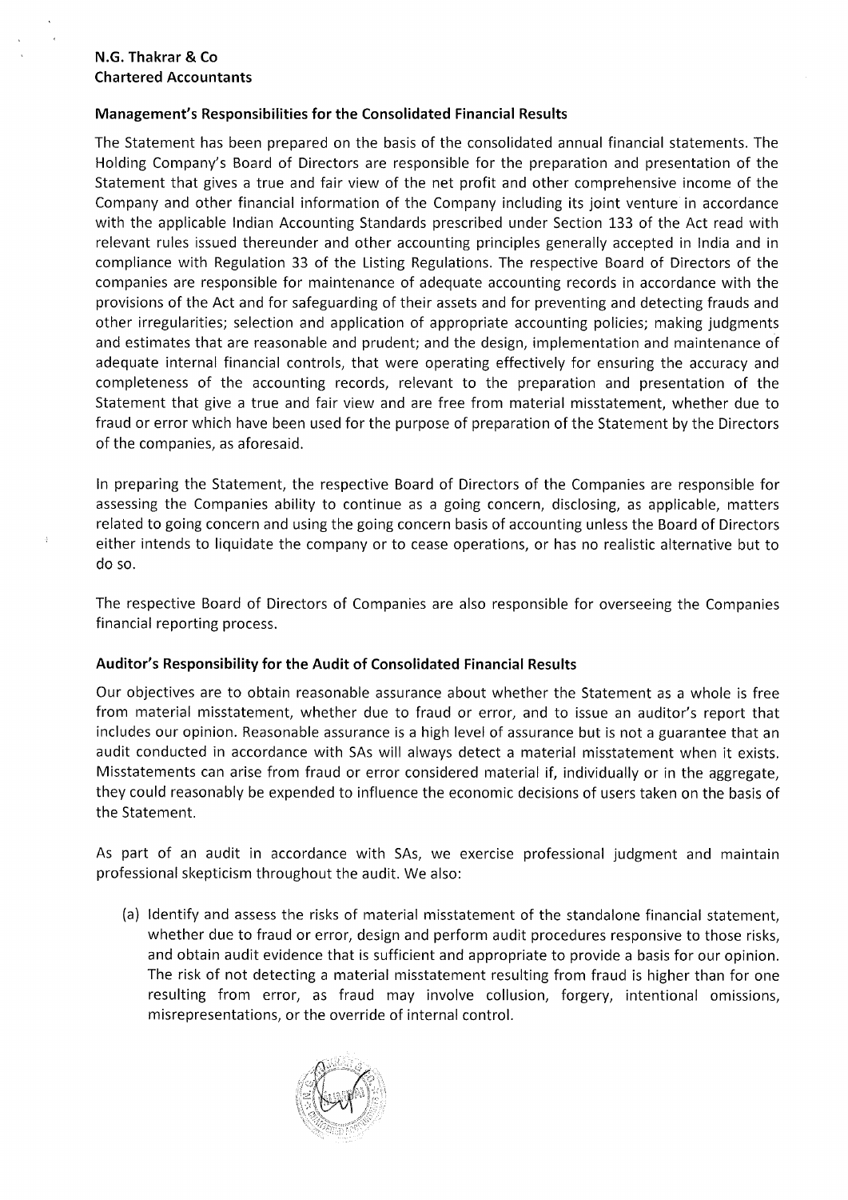**N.G. Thakrar & Co**
**Chartered Accountants**

### Management's Responsibilities for the Consolidated Financial Results

The Statement has been prepared on the basis of the consolidated annual financial statements. The Holding Company's Board of Directors are responsible for the preparation and presentation of the Statement that gives a true and fair view of the net profit and other comprehensive income of the Company and other financial information of the Company including its joint venture in accordance with the applicable Indian Accounting Standards prescribed under Section 133 of the Act read with relevant rules issued thereunder and other accounting principles generally accepted in India and in compliance with Regulation 33 of the Listing Regulations. The respective Board of Directors of the companies are responsible for maintenance of adequate accounting records in accordance with the provisions of the Act and for safeguarding of their assets and for preventing and detecting frauds and other irregularities; selection and application of appropriate accounting policies; making judgments and estimates that are reasonable and prudent; and the design, implementation and maintenance of adequate internal financial controls, that were operating effectively for ensuring the accuracy and completeness of the accounting records, relevant to the preparation and presentation of the Statement that give a true and fair view and are free from material misstatement, whether due to fraud or error which have been used for the purpose of preparation of the Statement by the Directors of the companies, as aforesaid.

In preparing the Statement, the respective Board of Directors of the Companies are responsible for assessing the Companies ability to continue as a going concern, disclosing, as applicable, matters related to going concern and using the going concern basis of accounting unless the Board of Directors either intends to liquidate the company or to cease operations, or has no realistic alternative but to do so.

The respective Board of Directors of Companies are also responsible for overseeing the Companies financial reporting process.

### Auditor's Responsibility for the Audit of Consolidated Financial Results

Our objectives are to obtain reasonable assurance about whether the Statement as a whole is free from material misstatement, whether due to fraud or error, and to issue an auditor's report that includes our opinion. Reasonable assurance is a high level of assurance but is not a guarantee that an audit conducted in accordance with SAs will always detect a material misstatement when it exists. Misstatements can arise from fraud or error considered material if, individually or in the aggregate, they could reasonably be expended to influence the economic decisions of users taken on the basis of the Statement.

As part of an audit in accordance with SAs, we exercise professional judgment and maintain professional skepticism throughout the audit. We also:

(a) Identify and assess the risks of material misstatement of the standalone financial statement, whether due to fraud or error, design and perform audit procedures responsive to those risks, and obtain audit evidence that is sufficient and appropriate to provide a basis for our opinion. The risk of not detecting a material misstatement resulting from fraud is higher than for one resulting from error, as fraud may involve collusion, forgery, intentional omissions, misrepresentations, or the override of internal control.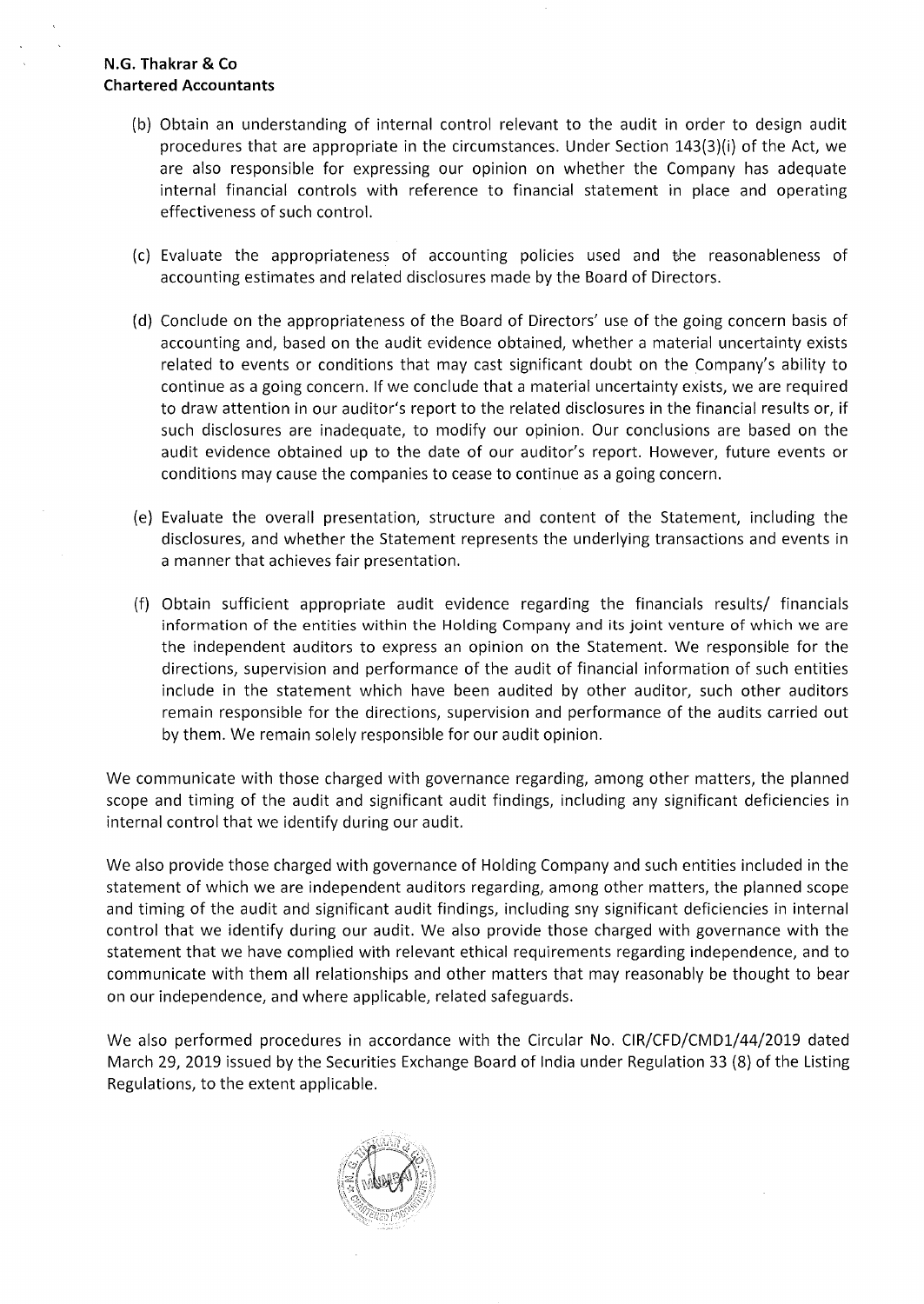**N.G. Thakrar & Co**
**Chartered Accountants**

(b) Obtain an understanding of internal control relevant to the audit in order to design audit procedures that are appropriate in the circumstances. Under Section 143(3)(i) of the Act, we are also responsible for expressing our opinion on whether the Company has adequate internal financial controls with reference to financial statement in place and operating effectiveness of such control.

(c) Evaluate the appropriateness of accounting policies used and the reasonableness of accounting estimates and related disclosures made by the Board of Directors.

(d) Conclude on the appropriateness of the Board of Directors' use of the going concern basis of accounting and, based on the audit evidence obtained, whether a material uncertainty exists related to events or conditions that may cast significant doubt on the Company's ability to continue as a going concern. If we conclude that a material uncertainty exists, we are required to draw attention in our auditor's report to the related disclosures in the financial results or, if such disclosures are inadequate, to modify our opinion. Our conclusions are based on the audit evidence obtained up to the date of our auditor's report. However, future events or conditions may cause the companies to cease to continue as a going concern.

(e) Evaluate the overall presentation, structure and content of the Statement, including the disclosures, and whether the Statement represents the underlying transactions and events in a manner that achieves fair presentation.

(f) Obtain sufficient appropriate audit evidence regarding the financials results/ financials information of the entities within the Holding Company and its joint venture of which we are the independent auditors to express an opinion on the Statement. We responsible for the directions, supervision and performance of the audit of financial information of such entities include in the statement which have been audited by other auditor, such other auditors remain responsible for the directions, supervision and performance of the audits carried out by them. We remain solely responsible for our audit opinion.

We communicate with those charged with governance regarding, among other matters, the planned scope and timing of the audit and significant audit findings, including any significant deficiencies in internal control that we identify during our audit.

We also provide those charged with governance of Holding Company and such entities included in the statement of which we are independent auditors regarding, among other matters, the planned scope and timing of the audit and significant audit findings, including sny significant deficiencies in internal control that we identify during our audit. We also provide those charged with governance with the statement that we have complied with relevant ethical requirements regarding independence, and to communicate with them all relationships and other matters that may reasonably be thought to bear on our independence, and where applicable, related safeguards.

We also performed procedures in accordance with the Circular No. CIR/CFD/CMD1/44/2019 dated March 29, 2019 issued by the Securities Exchange Board of India under Regulation 33 (8) of the Listing Regulations, to the extent applicable.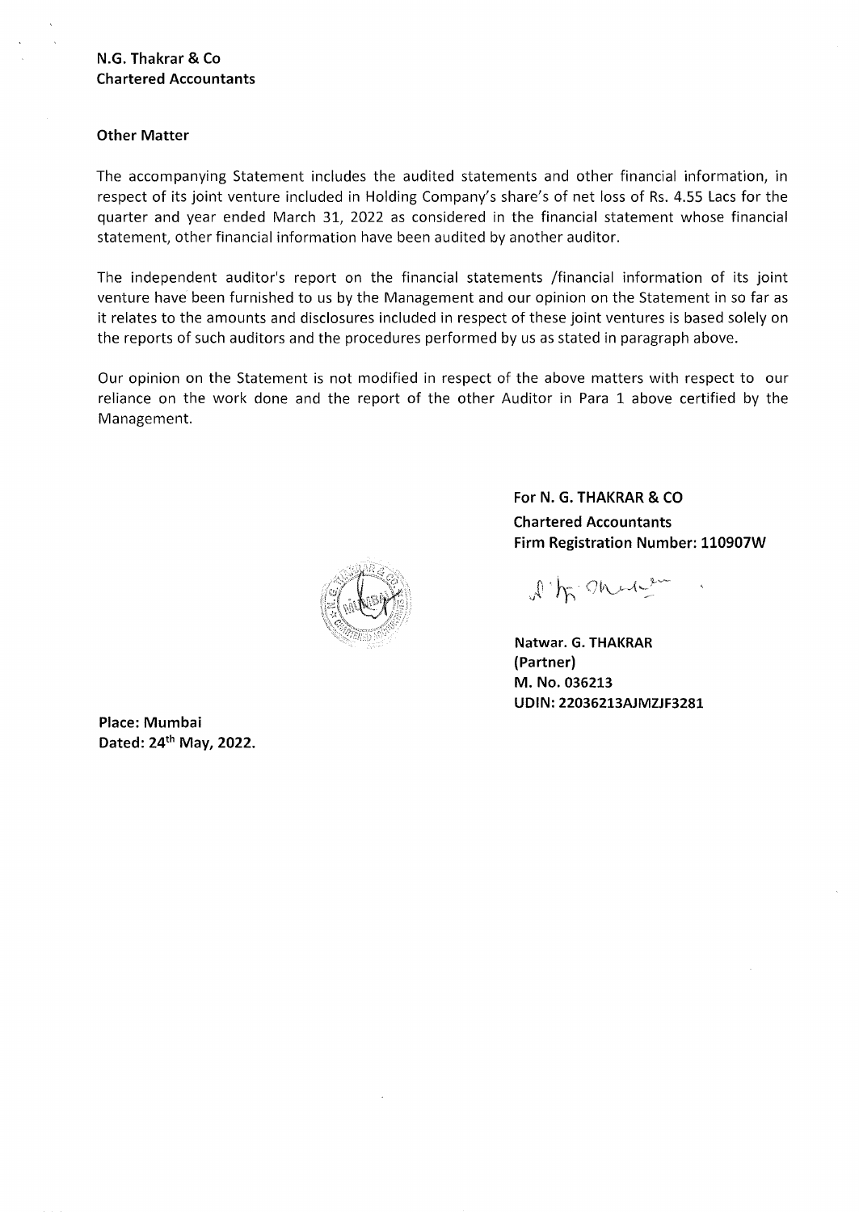N.G. Thakrar & Co
Chartered Accountants

**Other Matter**

The accompanying Statement includes the audited statements and other financial information, in respect of its joint venture included in Holding Company's share's of net loss of Rs. 4.55 Lacs for the quarter and year ended March 31, 2022 as considered in the financial statement whose financial statement, other financial information have been audited by another auditor.

The independent auditor's report on the financial statements /financial information of its joint venture have been furnished to us by the Management and our opinion on the Statement in so far as it relates to the amounts and disclosures included in respect of these joint ventures is based solely on the reports of such auditors and the procedures performed by us as stated in paragraph above.

Our opinion on the Statement is not modified in respect of the above matters with respect to our reliance on the work done and the report of the other Auditor in Para 1 above certified by the Management.

**For N. G. THAKRAR & CO**
**Chartered Accountants**
**Firm Registration Number: 110907W**

**Natwar. G. THAKRAR**
**(Partner)**
**M. No. 036213**
**UDIN: 22036213AJMZJF3281**

**Place: Mumbai**
**Dated: 24th May, 2022.**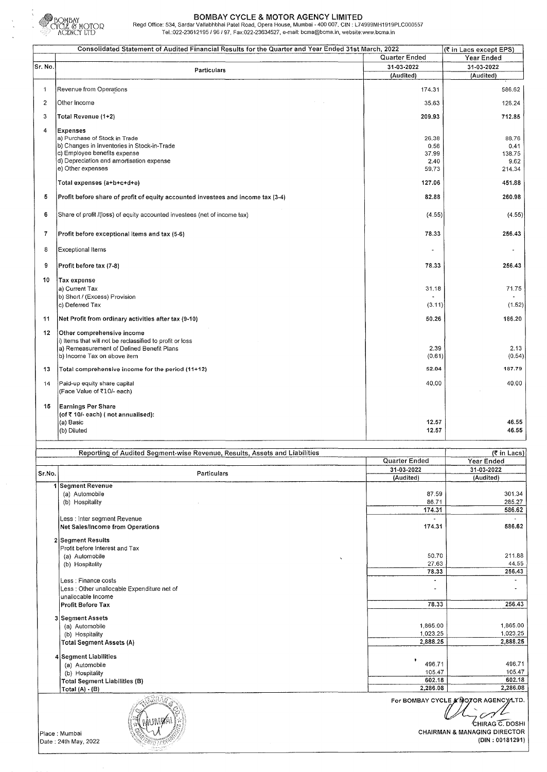# BOMBAY CYCLE & MOTOR AGENCY LIMITED

Regd Office: 534, Sardar Vallabhbhai Patel Road, Opera House, Mumbai - 400 007, CIN : L74999MH1919PLC000557
Tel.:022-23612195 / 96 / 97, Fax:022-23634527, e-mail: bcma@bcma.in, website:www.bcma.in

| | Consolidated Statement of Audited Financial Results for the Quarter and Year Ended 31st March, 2022 | (₹ in Lacs except EPS) | |
|---|---|---|---|
| Sr. No. | Particulars | Quarter Ended 31-03-2022 (Audited) | Year Ended 31-03-2022 (Audited) |
| 1 | Revenue from Operations | 174.31 | 586.62 |
| 2 | Other Income | 35.63 | 126.24 |
| 3 | Total Revenue (1+2) | 209.93 | 712.85 |
| 4 | Expenses | | |
| | a) Purchase of Stock in Trade | 26.38 | 88.76 |
| | b) Changes in Inventories in Stock-in-Trade | 0.56 | 0.41 |
| | c) Employee benefits expense | 37.99 | 138.75 |
| | d) Depreciation and amortisation expense | 2.40 | 9.62 |
| | e) Other expenses | 59.73 | 214.34 |
| | Total expenses (a+b+c+d+e) | 127.06 | 451.88 |
| 5 | Profit before share of profit of equity accounted investees and income tax (3-4) | 82.88 | 260.98 |
| 6 | Share of profit /(loss) of equity accounted investees (net of income tax) | (4.55) | (4.55) |
| 7 | Profit before exceptional items and tax (5-6) | 78.33 | 256.43 |
| 8 | Exceptional Items | - | - |
| 9 | Profit before tax (7-8) | 78.33 | 256.43 |
| 10 | Tax expense | | |
| | a) Current Tax | 31.18 | 71.75 |
| | b) Short / (Excess) Provision | - | - |
| | c) Deferred Tax | (3.11) | (1.52) |
| 11 | Net Profit from ordinary activities after tax (9-10) | 50.26 | 186.20 |
| 12 | Other comprehensive income | | |
| | i) Items that will not be reclassified to profit or loss | | |
| | a) Remeasurement of Defined Benefit Plans | 2.39 | 2.13 |
| | b) Income Tax on above item | (0.61) | (0.54) |
| 13 | Total comprehensive income for the period (11+12) | 52.04 | 187.79 |
| 14 | Paid-up equity share capital (Face Value of ₹10/- each) | 40.00 | 40.00 |
| 15 | Earnings Per Share (of ₹ 10/- each) ( not annualised): | | |
| | (a) Basic | 12.57 | 46.55 |
| | (b) Diluted | 12.57 | 46.55 |

| | Reporting of Audited Segment-wise Revenue, Results, Assets and Liabilities | (₹ in Lacs) | |
|---|---|---|---|
| Sr.No. | Particulars | Quarter Ended 31-03-2022 (Audited) | Year Ended 31-03-2022 (Audited) |
| 1 | Segment Revenue | | |
| | (a) Automobile | 87.59 | 301.34 |
| | (b) Hospitality | 86.71 | 285.27 |
| | | 174.31 | 586.62 |
| | Less : Inter segment Revenue | - | - |
| | Net Sales/Income from Operations | 174.31 | 586.62 |
| 2 | Segment Results | | |
| | Profit before Interest and Tax | | |
| | (a) Automobile | 50.70 | 211.88 |
| | (b) Hospitality | 27.63 | 44.55 |
| | | 78.33 | 256.43 |
| | Less : Finance costs | - | - |
| | Less : Other unallocable Expenditure net of unallocable Income | - | - |
| | Profit Before Tax | 78.33 | 256.43 |
| 3 | Segment Assets | | |
| | (a) Automobile | 1,865.00 | 1,865.00 |
| | (b) Hospitality | 1,023.25 | 1,023.25 |
| | Total Segment Assets (A) | 2,888.25 | 2,888.25 |
| 4 | Segment Liabilities | | |
| | (a) Automobile | 496.71 | 496.71 |
| | (b) Hospitality | 105.47 | 105.47 |
| | Total Segment Liabilities (B) | 602.18 | 602.18 |
| | Total (A) - (B) | 2,286.08 | 2,286.08 |

For BOMBAY CYCLE & MOTOR AGENCY LTD.

CHIRAG C. DOSHI
CHAIRMAN & MANAGING DIRECTOR
(DIN : 00181291)

Place : Mumbai
Date : 24th May, 2022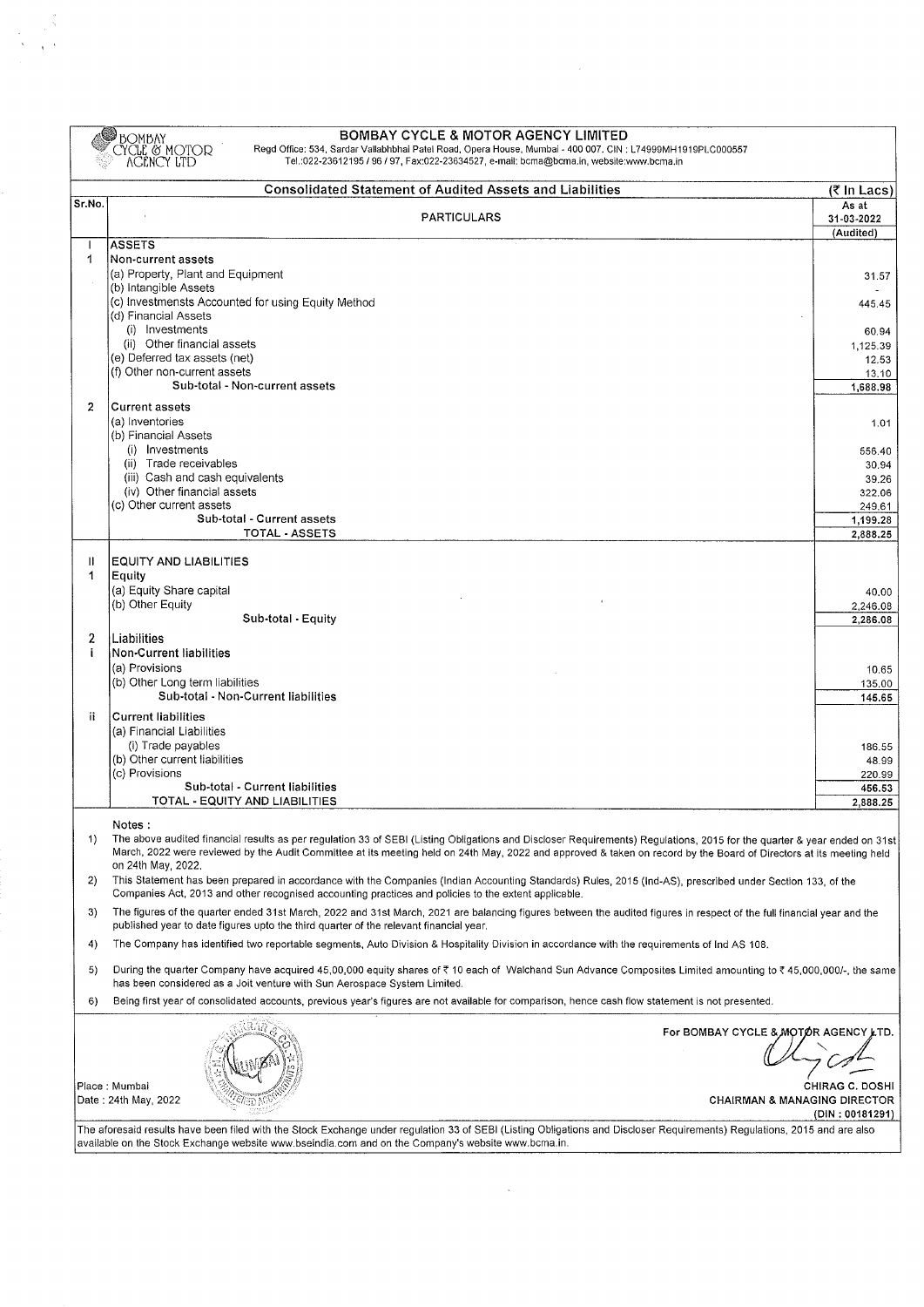# BOMBAY CYCLE & MOTOR AGENCY LIMITED

Regd Office: 534, Sardar Vallabhbhai Patel Road, Opera House, Mumbai - 400 007. CIN : L74999MH1919PLC000557
Tel.:022-23612195 / 96 / 97, Fax:022-23634527, e-mail: bcma@bcma.in, website:www.bcma.in

## Consolidated Statement of Audited Assets and Liabilities

(₹ In Lacs)

| Sr.No. | PARTICULARS | As at 31-03-2022 (Audited) |
|---|---|---|
| I | **ASSETS** | |
| 1 | **Non-current assets** | |
| | (a) Property, Plant and Equipment | 31.57 |
| | (b) Intangible Assets | - |
| | (c) Investmensts Accounted for using Equity Method | 445.45 |
| | (d) Financial Assets | |
| | (i) Investments | 60.94 |
| | (ii) Other financial assets | 1,125.39 |
| | (e) Deferred tax assets (net) | 12.53 |
| | (f) Other non-current assets | 13.10 |
| | **Sub-total - Non-current assets** | **1,688.98** |
| 2 | **Current assets** | |
| | (a) Inventories | 1.01 |
| | (b) Financial Assets | |
| | (i) Investments | 556.40 |
| | (ii) Trade receivables | 30.94 |
| | (iii) Cash and cash equivalents | 39.26 |
| | (iv) Other financial assets | 322.06 |
| | (c) Other current assets | 249.61 |
| | **Sub-total - Current assets** | **1,199.28** |
| | **TOTAL - ASSETS** | **2,888.25** |
| II | **EQUITY AND LIABILITIES** | |
| 1 | **Equity** | |
| | (a) Equity Share capital | 40.00 |
| | (b) Other Equity | 2,246.08 |
| | **Sub-total - Equity** | **2,286.08** |
| 2 | **Liabilities** | |
| i | **Non-Current liabilities** | |
| | (a) Provisions | 10.65 |
| | (b) Other Long term liabilities | 135.00 |
| | **Sub-total - Non-Current liabilities** | **145.65** |
| ii | **Current liabilities** | |
| | (a) Financial Liabilities | |
| | (i) Trade payables | 186.55 |
| | (b) Other current liabilities | 48.99 |
| | (c) Provisions | 220.99 |
| | **Sub-total - Current liabilities** | **456.53** |
| | **TOTAL - EQUITY AND LIABILITIES** | **2,888.25** |

**Notes :**

1) The above audited financial results as per regulation 33 of SEBI (Listing Obligations and Discloser Requirements) Regulations, 2015 for the quarter & year ended on 31st March, 2022 were reviewed by the Audit Committee at its meeting held on 24th May, 2022 and approved & taken on record by the Board of Directors at its meeting held on 24th May, 2022.

2) This Statement has been prepared in accordance with the Companies (Indian Accounting Standards) Rules, 2015 (Ind-AS), prescribed under Section 133, of the Companies Act, 2013 and other recognised accounting practices and policies to the extent applicable.

3) The figures of the quarter ended 31st March, 2022 and 31st March, 2021 are balancing figures between the audited figures in respect of the full financial year and the published year to date figures upto the third quarter of the relevant financial year.

4) The Company has identified two reportable segments, Auto Division & Hospitality Division in accordance with the requirements of Ind AS 108.

5) During the quarter Company have acquired 45,00,000 equity shares of ₹ 10 each of Walchand Sun Advance Composites Limited amounting to ₹ 45,000,000/-, the same has been considered as a Joit venture with Sun Aerospace System Limited.

6) Being first year of consolidated accounts, previous year's figures are not available for comparison, hence cash flow statement is not presented.

Place : Mumbai
Date : 24th May, 2022

For BOMBAY CYCLE & MOTOR AGENCY LTD.

CHIRAG C. DOSHI
CHAIRMAN & MANAGING DIRECTOR
(DIN : 00181291)

The aforesaid results have been filed with the Stock Exchange under regulation 33 of SEBI (Listing Obligations and Discloser Requirements) Regulations, 2015 and are also available on the Stock Exchange website www.bseindia.com and on the Company's website www.bcma.in.